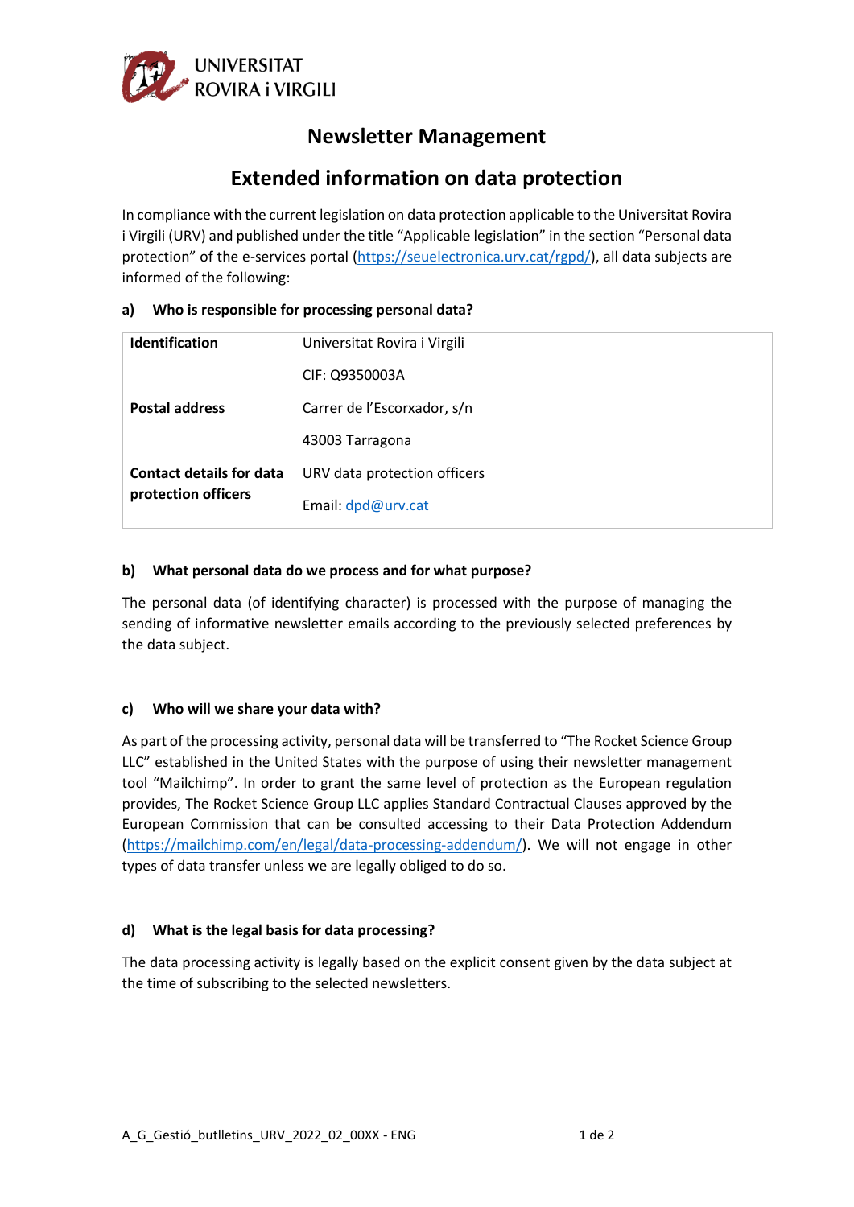UNIVERSITAT ROVIRA i VIRGILI

# Newsletter Management

## Extended information on data protection

In compliance with the current legislation on data protection applicable to the Universitat Rovira i Virgili (URV) and published under the title "Applicable legislation" in the section "Personal data protection" of the e-services portal (https://seuelectronica.urv.cat/rgpd/), all data subjects are informed of the following:

### a) Who is responsible for processing personal data?

| | |
|---|---|
| **Identification** | Universitat Rovira i Virgili<br><br>CIF: Q9350003A |
| **Postal address** | Carrer de l'Escorxador, s/n<br><br>43003 Tarragona |
| **Contact details for data protection officers** | URV data protection officers<br><br>Email: dpd@urv.cat |

### b) What personal data do we process and for what purpose?

The personal data (of identifying character) is processed with the purpose of managing the sending of informative newsletter emails according to the previously selected preferences by the data subject.

### c) Who will we share your data with?

As part of the processing activity, personal data will be transferred to "The Rocket Science Group LLC" established in the United States with the purpose of using their newsletter management tool "Mailchimp". In order to grant the same level of protection as the European regulation provides, The Rocket Science Group LLC applies Standard Contractual Clauses approved by the European Commission that can be consulted accessing to their Data Protection Addendum (https://mailchimp.com/en/legal/data-processing-addendum/). We will not engage in other types of data transfer unless we are legally obliged to do so.

### d) What is the legal basis for data processing?

The data processing activity is legally based on the explicit consent given by the data subject at the time of subscribing to the selected newsletters.

A_G_Gestió_butlletins_URV_2022_02_00XX - ENG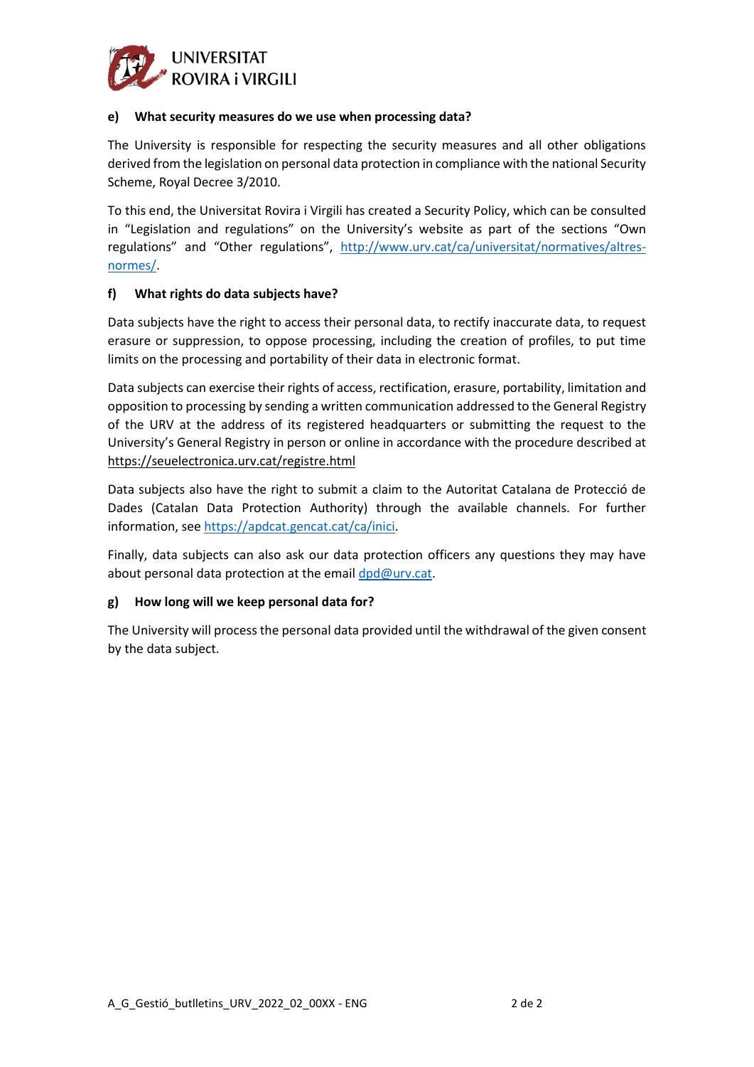#### e) What security measures do we use when processing data?

The University is responsible for respecting the security measures and all other obligations derived from the legislation on personal data protection in compliance with the national Security Scheme, Royal Decree 3/2010.

To this end, the Universitat Rovira i Virgili has created a Security Policy, which can be consulted in "Legislation and regulations" on the University's website as part of the sections "Own regulations" and "Other regulations", http://www.urv.cat/ca/universitat/normatives/altres-normes/.

#### f) What rights do data subjects have?

Data subjects have the right to access their personal data, to rectify inaccurate data, to request erasure or suppression, to oppose processing, including the creation of profiles, to put time limits on the processing and portability of their data in electronic format.

Data subjects can exercise their rights of access, rectification, erasure, portability, limitation and opposition to processing by sending a written communication addressed to the General Registry of the URV at the address of its registered headquarters or submitting the request to the University's General Registry in person or online in accordance with the procedure described at https://seuelectronica.urv.cat/registre.html

Data subjects also have the right to submit a claim to the Autoritat Catalana de Protecció de Dades (Catalan Data Protection Authority) through the available channels. For further information, see https://apdcat.gencat.cat/ca/inici.

Finally, data subjects can also ask our data protection officers any questions they may have about personal data protection at the email dpd@urv.cat.

#### g) How long will we keep personal data for?

The University will process the personal data provided until the withdrawal of the given consent by the data subject.